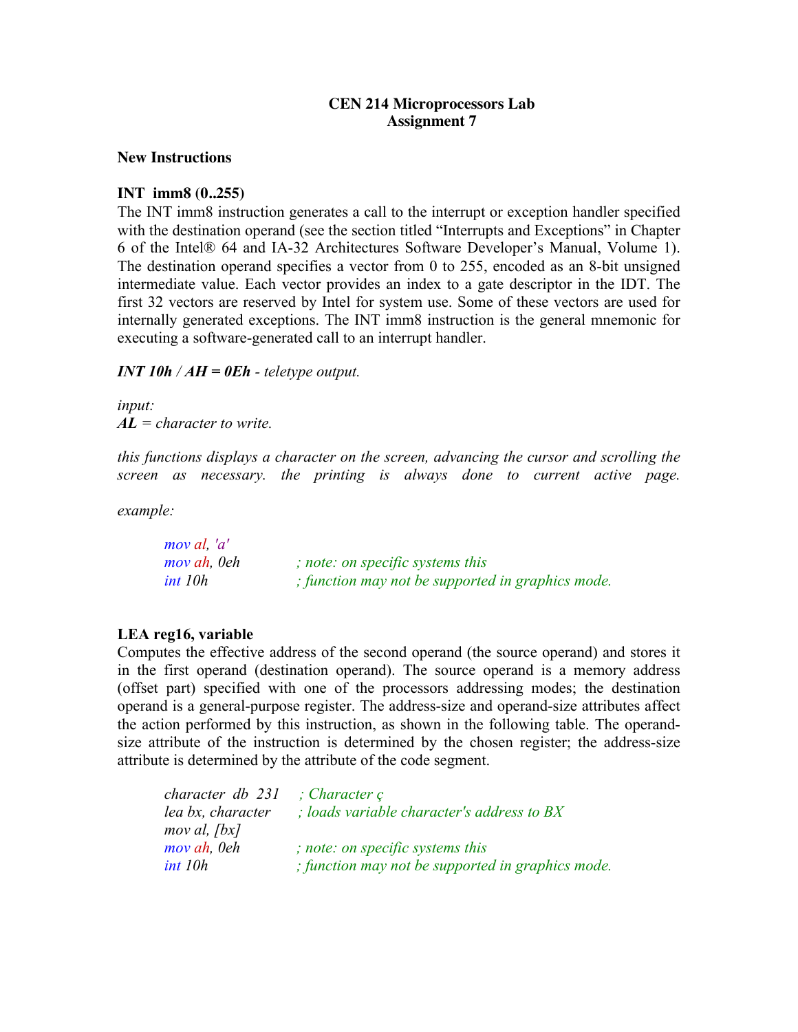**CEN 214 Microprocessors Lab**
**Assignment 7**

**New Instructions**

**INT imm8 (0..255)**

The INT imm8 instruction generates a call to the interrupt or exception handler specified with the destination operand (see the section titled "Interrupts and Exceptions" in Chapter 6 of the Intel® 64 and IA-32 Architectures Software Developer's Manual, Volume 1). The destination operand specifies a vector from 0 to 255, encoded as an 8-bit unsigned intermediate value. Each vector provides an index to a gate descriptor in the IDT. The first 32 vectors are reserved by Intel for system use. Some of these vectors are used for internally generated exceptions. The INT imm8 instruction is the general mnemonic for executing a software-generated call to an interrupt handler.

***INT 10h / AH = 0Eh** - teletype output.*

*input:*
***AL** = character to write.*

*this functions displays a character on the screen, advancing the cursor and scrolling the screen as necessary. the printing is always done to current active page.*

*example:*

```
mov al, 'a'
mov ah, 0eh          ; note: on specific systems this
int 10h              ; function may not be supported in graphics mode.
```

**LEA reg16, variable**

Computes the effective address of the second operand (the source operand) and stores it in the first operand (destination operand). The source operand is a memory address (offset part) specified with one of the processors addressing modes; the destination operand is a general-purpose register. The address-size and operand-size attributes affect the action performed by this instruction, as shown in the following table. The operand-size attribute of the instruction is determined by the chosen register; the address-size attribute is determined by the attribute of the code segment.

```
character  db  231    ; Character ç
lea bx, character     ; loads variable character's address to BX
mov al, [bx]
mov ah, 0eh           ; note: on specific systems this
int 10h               ; function may not be supported in graphics mode.
```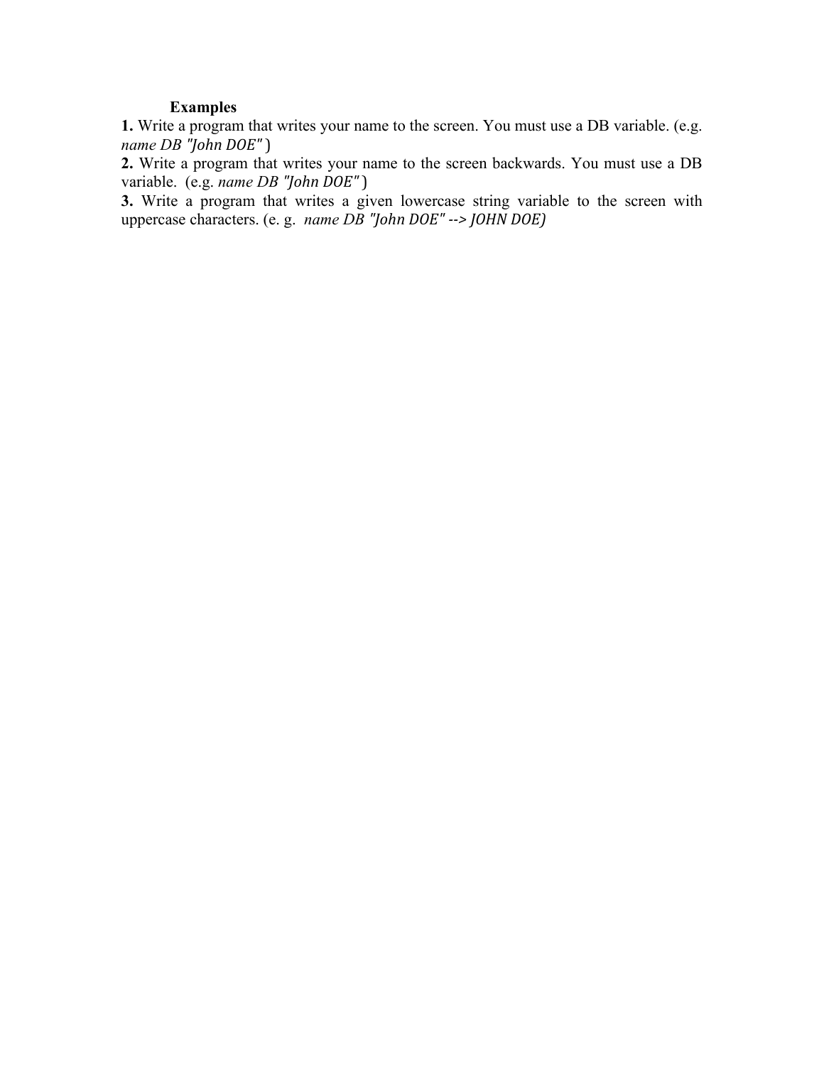**Examples**

**1.** Write a program that writes your name to the screen. You must use a DB variable. (e.g. *name DB "John DOE"*)

**2.** Write a program that writes your name to the screen backwards. You must use a DB variable. (e.g. *name DB "John DOE"*)

**3.** Write a program that writes a given lowercase string variable to the screen with uppercase characters. (e. g. *name DB "John DOE" --> JOHN DOE)*